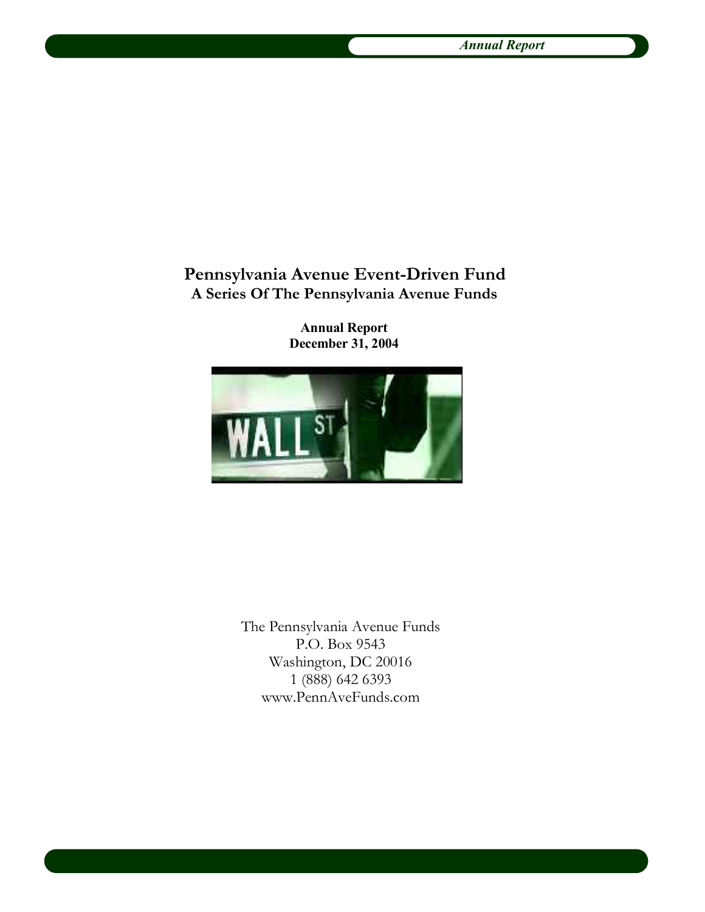# Pennsylvania Avenue Event-Driven Fund

## A Series Of The Pennsylvania Avenue Funds

**Annual Report**
**December 31, 2004**

The Pennsylvania Avenue Funds
P.O. Box 9543
Washington, DC 20016
1 (888) 642 6393
www.PennAveFunds.com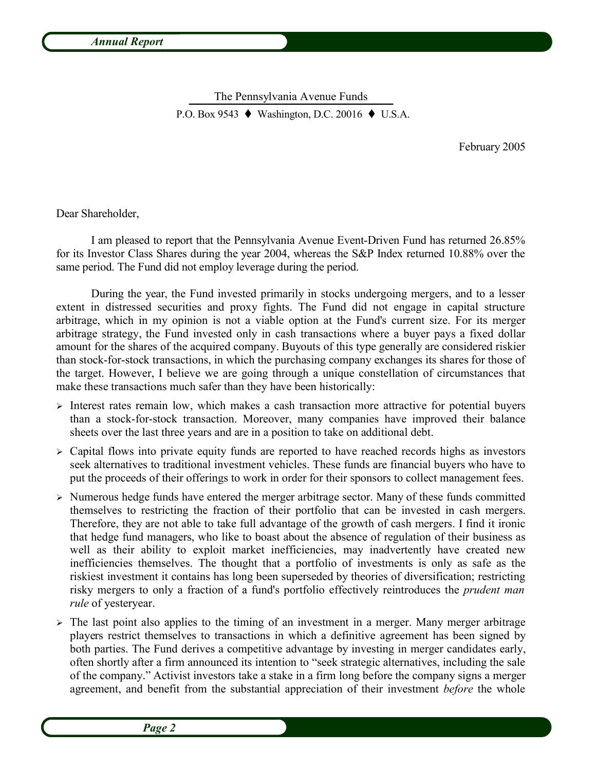The Pennsylvania Avenue Funds

P.O. Box 9543 ♦ Washington, D.C. 20016 ♦ U.S.A.

February 2005

Dear Shareholder,

I am pleased to report that the Pennsylvania Avenue Event-Driven Fund has returned 26.85% for its Investor Class Shares during the year 2004, whereas the S&P Index returned 10.88% over the same period. The Fund did not employ leverage during the period.

During the year, the Fund invested primarily in stocks undergoing mergers, and to a lesser extent in distressed securities and proxy fights. The Fund did not engage in capital structure arbitrage, which in my opinion is not a viable option at the Fund's current size. For its merger arbitrage strategy, the Fund invested only in cash transactions where a buyer pays a fixed dollar amount for the shares of the acquired company. Buyouts of this type generally are considered riskier than stock-for-stock transactions, in which the purchasing company exchanges its shares for those of the target. However, I believe we are going through a unique constellation of circumstances that make these transactions much safer than they have been historically:

- Interest rates remain low, which makes a cash transaction more attractive for potential buyers than a stock-for-stock transaction. Moreover, many companies have improved their balance sheets over the last three years and are in a position to take on additional debt.
- Capital flows into private equity funds are reported to have reached records highs as investors seek alternatives to traditional investment vehicles. These funds are financial buyers who have to put the proceeds of their offerings to work in order for their sponsors to collect management fees.
- Numerous hedge funds have entered the merger arbitrage sector. Many of these funds committed themselves to restricting the fraction of their portfolio that can be invested in cash mergers. Therefore, they are not able to take full advantage of the growth of cash mergers. I find it ironic that hedge fund managers, who like to boast about the absence of regulation of their business as well as their ability to exploit market inefficiencies, may inadvertently have created new inefficiencies themselves. The thought that a portfolio of investments is only as safe as the riskiest investment it contains has long been superseded by theories of diversification; restricting risky mergers to only a fraction of a fund's portfolio effectively reintroduces the *prudent man rule* of yesteryear.
- The last point also applies to the timing of an investment in a merger. Many merger arbitrage players restrict themselves to transactions in which a definitive agreement has been signed by both parties. The Fund derives a competitive advantage by investing in merger candidates early, often shortly after a firm announced its intention to "seek strategic alternatives, including the sale of the company." Activist investors take a stake in a firm long before the company signs a merger agreement, and benefit from the substantial appreciation of their investment *before* the whole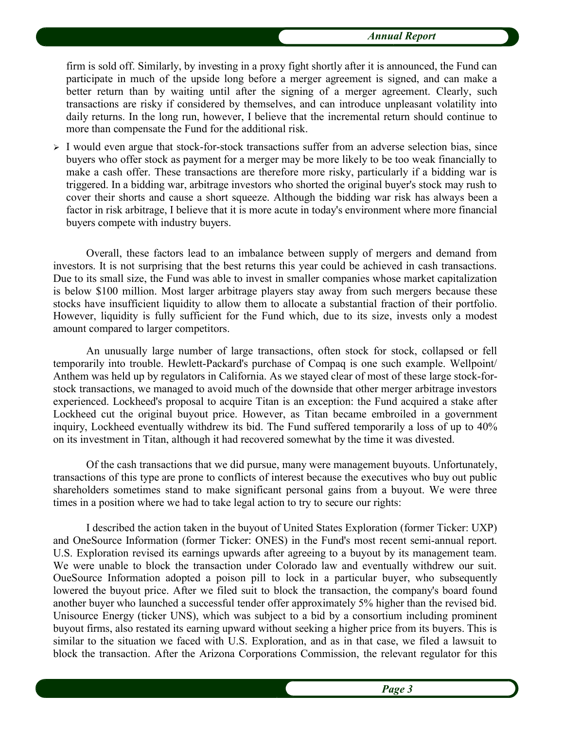firm is sold off. Similarly, by investing in a proxy fight shortly after it is announced, the Fund can participate in much of the upside long before a merger agreement is signed, and can make a better return than by waiting until after the signing of a merger agreement. Clearly, such transactions are risky if considered by themselves, and can introduce unpleasant volatility into daily returns. In the long run, however, I believe that the incremental return should continue to more than compensate the Fund for the additional risk.

- I would even argue that stock-for-stock transactions suffer from an adverse selection bias, since buyers who offer stock as payment for a merger may be more likely to be too weak financially to make a cash offer. These transactions are therefore more risky, particularly if a bidding war is triggered. In a bidding war, arbitrage investors who shorted the original buyer's stock may rush to cover their shorts and cause a short squeeze. Although the bidding war risk has always been a factor in risk arbitrage, I believe that it is more acute in today's environment where more financial buyers compete with industry buyers.

Overall, these factors lead to an imbalance between supply of mergers and demand from investors. It is not surprising that the best returns this year could be achieved in cash transactions. Due to its small size, the Fund was able to invest in smaller companies whose market capitalization is below $100 million. Most larger arbitrage players stay away from such mergers because these stocks have insufficient liquidity to allow them to allocate a substantial fraction of their portfolio. However, liquidity is fully sufficient for the Fund which, due to its size, invests only a modest amount compared to larger competitors.

An unusually large number of large transactions, often stock for stock, collapsed or fell temporarily into trouble. Hewlett-Packard's purchase of Compaq is one such example. Wellpoint/ Anthem was held up by regulators in California. As we stayed clear of most of these large stock-for-stock transactions, we managed to avoid much of the downside that other merger arbitrage investors experienced. Lockheed's proposal to acquire Titan is an exception: the Fund acquired a stake after Lockheed cut the original buyout price. However, as Titan became embroiled in a government inquiry, Lockheed eventually withdrew its bid. The Fund suffered temporarily a loss of up to 40% on its investment in Titan, although it had recovered somewhat by the time it was divested.

Of the cash transactions that we did pursue, many were management buyouts. Unfortunately, transactions of this type are prone to conflicts of interest because the executives who buy out public shareholders sometimes stand to make significant personal gains from a buyout. We were three times in a position where we had to take legal action to try to secure our rights:

I described the action taken in the buyout of United States Exploration (former Ticker: UXP) and OneSource Information (former Ticker: ONES) in the Fund's most recent semi-annual report. U.S. Exploration revised its earnings upwards after agreeing to a buyout by its management team. We were unable to block the transaction under Colorado law and eventually withdrew our suit. OueSource Information adopted a poison pill to lock in a particular buyer, who subsequently lowered the buyout price. After we filed suit to block the transaction, the company's board found another buyer who launched a successful tender offer approximately 5% higher than the revised bid. Unisource Energy (ticker UNS), which was subject to a bid by a consortium including prominent buyout firms, also restated its earning upward without seeking a higher price from its buyers. This is similar to the situation we faced with U.S. Exploration, and as in that case, we filed a lawsuit to block the transaction. After the Arizona Corporations Commission, the relevant regulator for this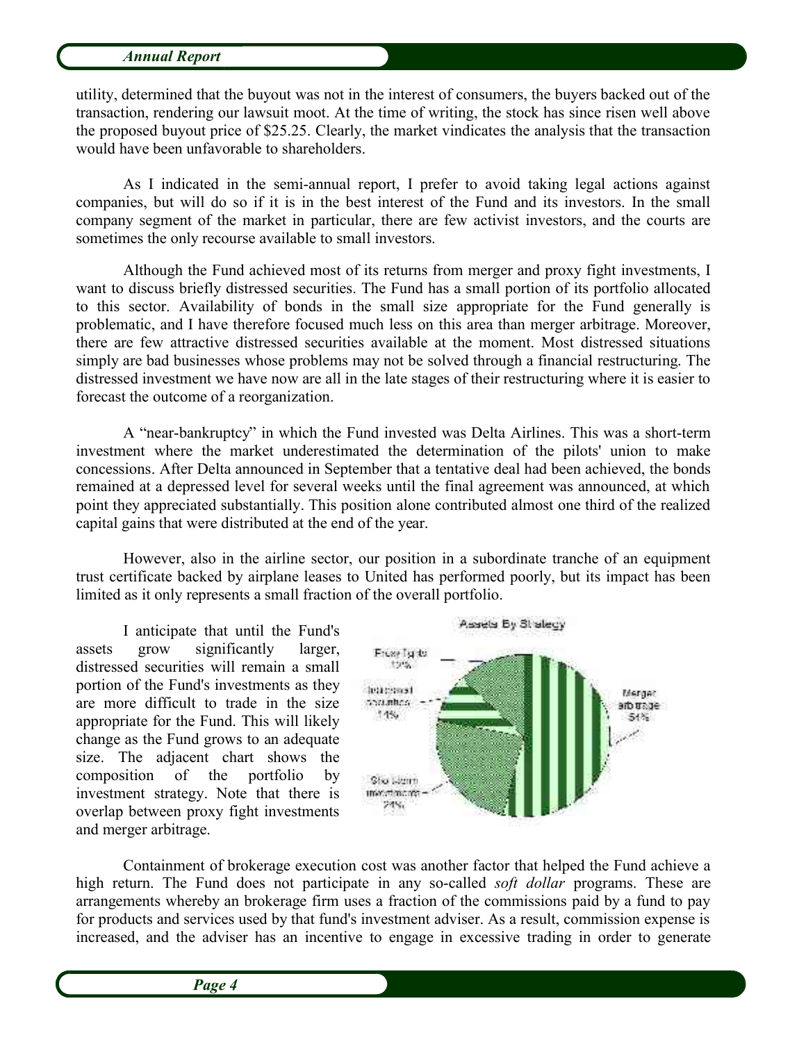utility, determined that the buyout was not in the interest of consumers, the buyers backed out of the transaction, rendering our lawsuit moot. At the time of writing, the stock has since risen well above the proposed buyout price of $25.25. Clearly, the market vindicates the analysis that the transaction would have been unfavorable to shareholders.

As I indicated in the semi-annual report, I prefer to avoid taking legal actions against companies, but will do so if it is in the best interest of the Fund and its investors. In the small company segment of the market in particular, there are few activist investors, and the courts are sometimes the only recourse available to small investors.

Although the Fund achieved most of its returns from merger and proxy fight investments, I want to discuss briefly distressed securities. The Fund has a small portion of its portfolio allocated to this sector. Availability of bonds in the small size appropriate for the Fund generally is problematic, and I have therefore focused much less on this area than merger arbitrage. Moreover, there are few attractive distressed securities available at the moment. Most distressed situations simply are bad businesses whose problems may not be solved through a financial restructuring. The distressed investment we have now are all in the late stages of their restructuring where it is easier to forecast the outcome of a reorganization.

A "near-bankruptcy" in which the Fund invested was Delta Airlines. This was a short-term investment where the market underestimated the determination of the pilots' union to make concessions. After Delta announced in September that a tentative deal had been achieved, the bonds remained at a depressed level for several weeks until the final agreement was announced, at which point they appreciated substantially. This position alone contributed almost one third of the realized capital gains that were distributed at the end of the year.

However, also in the airline sector, our position in a subordinate tranche of an equipment trust certificate backed by airplane leases to United has performed poorly, but its impact has been limited as it only represents a small fraction of the overall portfolio.

I anticipate that until the Fund's assets grow significantly larger, distressed securities will remain a small portion of the Fund's investments as they are more difficult to trade in the size appropriate for the Fund. This will likely change as the Fund grows to an adequate size. The adjacent chart shows the composition of the portfolio by investment strategy. Note that there is overlap between proxy fight investments and merger arbitrage.

Assets By Strategy

- Proxy fights 12%
- Distressed securities 11%
- Merger arbitrage 54%
- Short-term investments 24%

Containment of brokerage execution cost was another factor that helped the Fund achieve a high return. The Fund does not participate in any so-called *soft dollar* programs. These are arrangements whereby an brokerage firm uses a fraction of the commissions paid by a fund to pay for products and services used by that fund's investment adviser. As a result, commission expense is increased, and the adviser has an incentive to engage in excessive trading in order to generate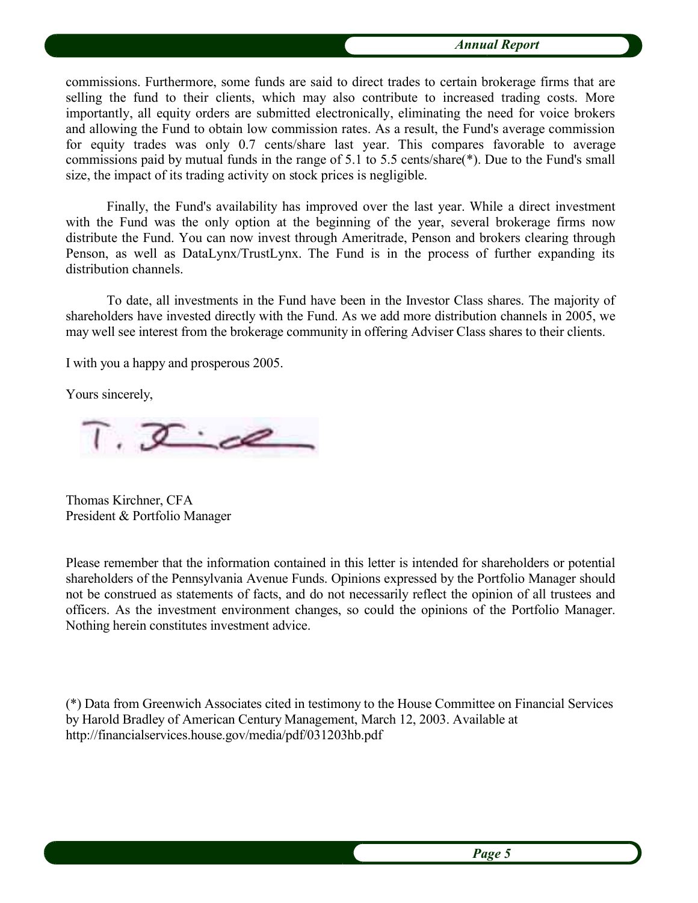commissions. Furthermore, some funds are said to direct trades to certain brokerage firms that are selling the fund to their clients, which may also contribute to increased trading costs. More importantly, all equity orders are submitted electronically, eliminating the need for voice brokers and allowing the Fund to obtain low commission rates. As a result, the Fund's average commission for equity trades was only 0.7 cents/share last year. This compares favorable to average commissions paid by mutual funds in the range of 5.1 to 5.5 cents/share(*). Due to the Fund's small size, the impact of its trading activity on stock prices is negligible.

Finally, the Fund's availability has improved over the last year. While a direct investment with the Fund was the only option at the beginning of the year, several brokerage firms now distribute the Fund. You can now invest through Ameritrade, Penson and brokers clearing through Penson, as well as DataLynx/TrustLynx. The Fund is in the process of further expanding its distribution channels.

To date, all investments in the Fund have been in the Investor Class shares. The majority of shareholders have invested directly with the Fund. As we add more distribution channels in 2005, we may well see interest from the brokerage community in offering Adviser Class shares to their clients.

I with you a happy and prosperous 2005.

Yours sincerely,

Thomas Kirchner, CFA
President & Portfolio Manager

Please remember that the information contained in this letter is intended for shareholders or potential shareholders of the Pennsylvania Avenue Funds. Opinions expressed by the Portfolio Manager should not be construed as statements of facts, and do not necessarily reflect the opinion of all trustees and officers. As the investment environment changes, so could the opinions of the Portfolio Manager. Nothing herein constitutes investment advice.

(*) Data from Greenwich Associates cited in testimony to the House Committee on Financial Services by Harold Bradley of American Century Management, March 12, 2003. Available at http://financialservices.house.gov/media/pdf/031203hb.pdf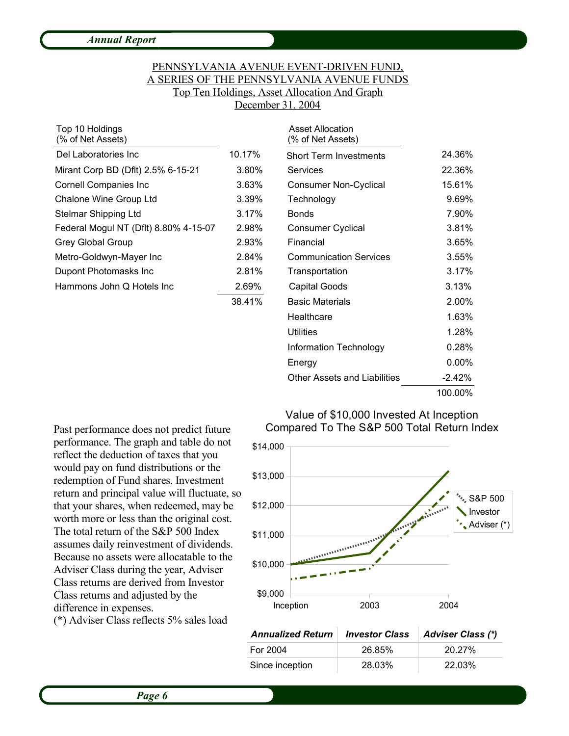# PENNSYLVANIA AVENUE EVENT-DRIVEN FUND, A SERIES OF THE PENNSYLVANIA AVENUE FUNDS

## Top Ten Holdings, Asset Allocation And Graph

### December 31, 2004

| Top 10 Holdings (% of Net Assets) | |
|---|---|
| Del Laboratories Inc | 10.17% |
| Mirant Corp BD (Dflt) 2.5% 6-15-21 | 3.80% |
| Cornell Companies Inc | 3.63% |
| Chalone Wine Group Ltd | 3.39% |
| Stelmar Shipping Ltd | 3.17% |
| Federal Mogul NT (Dflt) 8.80% 4-15-07 | 2.98% |
| Grey Global Group | 2.93% |
| Metro-Goldwyn-Mayer Inc | 2.84% |
| Dupont Photomasks Inc | 2.81% |
| Hammons John Q Hotels Inc | 2.69% |
| | 38.41% |

| Asset Allocation (% of Net Assets) | |
|---|---|
| Short Term Investments | 24.36% |
| Services | 22.36% |
| Consumer Non-Cyclical | 15.61% |
| Technology | 9.69% |
| Bonds | 7.90% |
| Consumer Cyclical | 3.81% |
| Financial | 3.65% |
| Communication Services | 3.55% |
| Transportation | 3.17% |
| Capital Goods | 3.13% |
| Basic Materials | 2.00% |
| Healthcare | 1.63% |
| Utilities | 1.28% |
| Information Technology | 0.28% |
| Energy | 0.00% |
| Other Assets and Liabilities | -2.42% |
| | 100.00% |

Past performance does not predict future performance. The graph and table do not reflect the deduction of taxes that you would pay on fund distributions or the redemption of Fund shares. Investment return and principal value will fluctuate, so that your shares, when redeemed, may be worth more or less than the original cost. The total return of the S&P 500 Index assumes daily reinvestment of dividends. Because no assets were allocatable to the Adviser Class during the year, Adviser Class returns are derived from Investor Class returns and adjusted by the difference in expenses.

(*) Adviser Class reflects 5% sales load

**Value of $10,000 Invested At Inception Compared To The S&P 500 Total Return Index**

| Annualized Return | Investor Class | Adviser Class (*) |
|---|---|---|
| For 2004 | 26.85% | 20.27% |
| Since inception | 28.03% | 22.03% |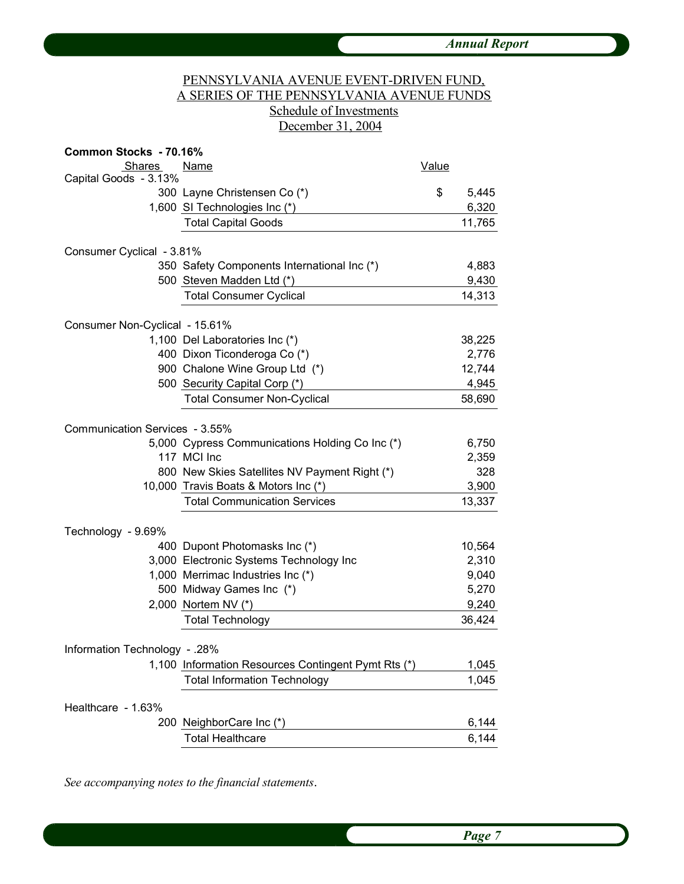PENNSYLVANIA AVENUE EVENT-DRIVEN FUND,
A SERIES OF THE PENNSYLVANIA AVENUE FUNDS
Schedule of Investments
December 31, 2004

**Common Stocks - 70.16%**

| Shares | Name | Value |
|---|---|---|
| Capital Goods - 3.13% | | |
| 300 | Layne Christensen Co (*) | $ 5,445 |
| 1,600 | SI Technologies Inc (*) | 6,320 |
| | Total Capital Goods | 11,765 |
| Consumer Cyclical - 3.81% | | |
| 350 | Safety Components International Inc (*) | 4,883 |
| 500 | Steven Madden Ltd (*) | 9,430 |
| | Total Consumer Cyclical | 14,313 |
| Consumer Non-Cyclical - 15.61% | | |
| 1,100 | Del Laboratories Inc (*) | 38,225 |
| 400 | Dixon Ticonderoga Co (*) | 2,776 |
| 900 | Chalone Wine Group Ltd (*) | 12,744 |
| 500 | Security Capital Corp (*) | 4,945 |
| | Total Consumer Non-Cyclical | 58,690 |
| Communication Services - 3.55% | | |
| 5,000 | Cypress Communications Holding Co Inc (*) | 6,750 |
| 117 | MCI Inc | 2,359 |
| 800 | New Skies Satellites NV Payment Right (*) | 328 |
| 10,000 | Travis Boats & Motors Inc (*) | 3,900 |
| | Total Communication Services | 13,337 |
| Technology - 9.69% | | |
| 400 | Dupont Photomasks Inc (*) | 10,564 |
| 3,000 | Electronic Systems Technology Inc | 2,310 |
| 1,000 | Merrimac Industries Inc (*) | 9,040 |
| 500 | Midway Games Inc (*) | 5,270 |
| 2,000 | Nortem NV (*) | 9,240 |
| | Total Technology | 36,424 |
| Information Technology - .28% | | |
| 1,100 | Information Resources Contingent Pymt Rts (*) | 1,045 |
| | Total Information Technology | 1,045 |
| Healthcare - 1.63% | | |
| 200 | NeighborCare Inc (*) | 6,144 |
| | Total Healthcare | 6,144 |

*See accompanying notes to the financial statements.*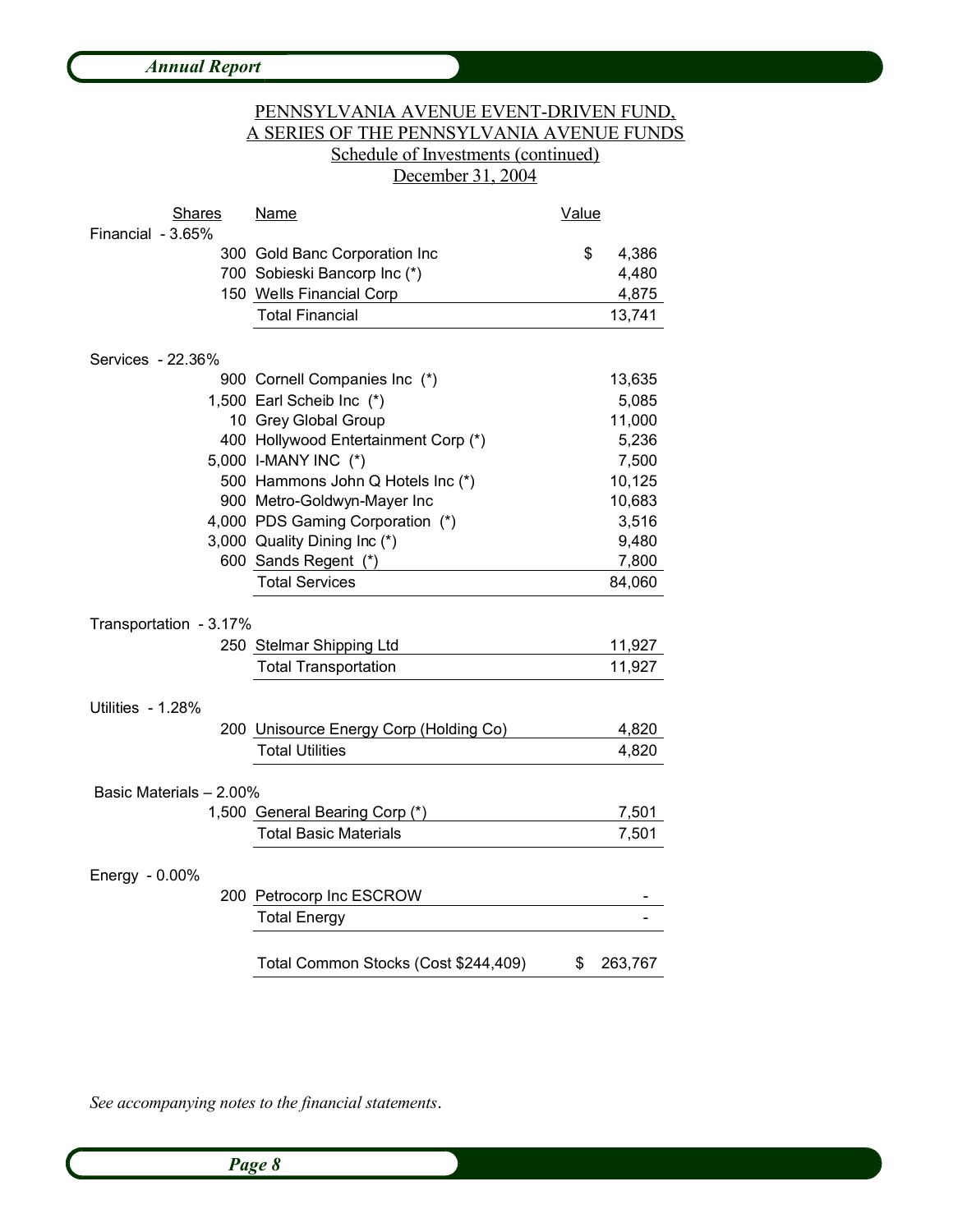PENNSYLVANIA AVENUE EVENT-DRIVEN FUND,
A SERIES OF THE PENNSYLVANIA AVENUE FUNDS
Schedule of Investments (continued)
December 31, 2004

| Shares | Name | Value |
|---|---|---|
| **Financial - 3.65%** | | |
| 300 | Gold Banc Corporation Inc | $ 4,386 |
| 700 | Sobieski Bancorp Inc (*) | 4,480 |
| 150 | Wells Financial Corp | 4,875 |
| | Total Financial | 13,741 |
| **Services - 22.36%** | | |
| 900 | Cornell Companies Inc (*) | 13,635 |
| 1,500 | Earl Scheib Inc (*) | 5,085 |
| 10 | Grey Global Group | 11,000 |
| 400 | Hollywood Entertainment Corp (*) | 5,236 |
| 5,000 | I-MANY INC (*) | 7,500 |
| 500 | Hammons John Q Hotels Inc (*) | 10,125 |
| 900 | Metro-Goldwyn-Mayer Inc | 10,683 |
| 4,000 | PDS Gaming Corporation (*) | 3,516 |
| 3,000 | Quality Dining Inc (*) | 9,480 |
| 600 | Sands Regent (*) | 7,800 |
| | Total Services | 84,060 |
| **Transportation - 3.17%** | | |
| 250 | Stelmar Shipping Ltd | 11,927 |
| | Total Transportation | 11,927 |
| **Utilities - 1.28%** | | |
| 200 | Unisource Energy Corp (Holding Co) | 4,820 |
| | Total Utilities | 4,820 |
| **Basic Materials – 2.00%** | | |
| 1,500 | General Bearing Corp (*) | 7,501 |
| | Total Basic Materials | 7,501 |
| **Energy - 0.00%** | | |
| 200 | Petrocorp Inc ESCROW | - |
| | Total Energy | - |
| | Total Common Stocks (Cost $244,409) | $ 263,767 |

*See accompanying notes to the financial statements.*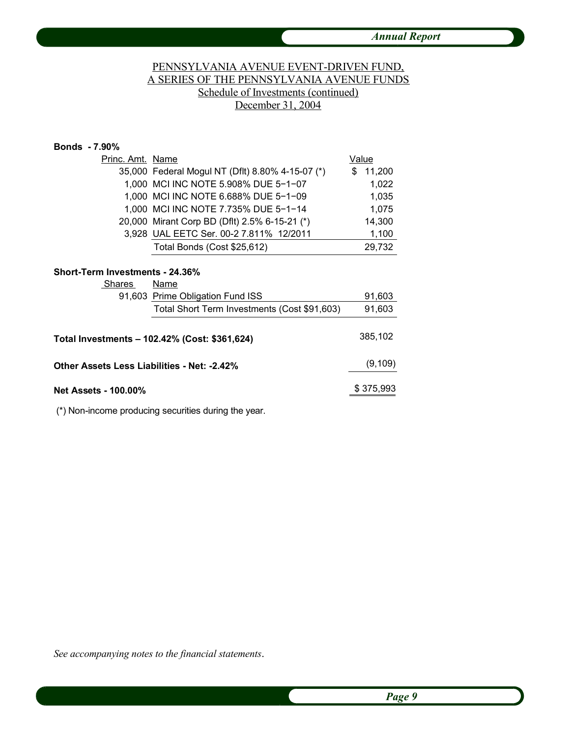PENNSYLVANIA AVENUE EVENT-DRIVEN FUND,
A SERIES OF THE PENNSYLVANIA AVENUE FUNDS
Schedule of Investments (continued)
December 31, 2004

**Bonds - 7.90%**

| Princ. Amt. | Name | Value |
|---|---|---|
| 35,000 | Federal Mogul NT (Dflt) 8.80% 4-15-07 (*) | $ 11,200 |
| 1,000 | MCI INC NOTE 5.908% DUE 5−1−07 | 1,022 |
| 1,000 | MCI INC NOTE 6.688% DUE 5−1−09 | 1,035 |
| 1,000 | MCI INC NOTE 7.735% DUE 5−1−14 | 1,075 |
| 20,000 | Mirant Corp BD (Dflt) 2.5% 6-15-21 (*) | 14,300 |
| 3,928 | UAL EETC Ser. 00-2 7.811% 12/2011 | 1,100 |
| | Total Bonds (Cost $25,612) | 29,732 |

**Short-Term Investments - 24.36%**

| Shares | Name | Value |
|---|---|---|
| 91,603 | Prime Obligation Fund ISS | 91,603 |
| | Total Short Term Investments (Cost $91,603) | 91,603 |

| | |
|---|---|
| **Total Investments – 102.42% (Cost: $361,624)** | 385,102 |
| **Other Assets Less Liabilities - Net: -2.42%** | (9,109) |
| **Net Assets - 100.00%** | $ 375,993 |

(*) Non-income producing securities during the year.

*See accompanying notes to the financial statements.*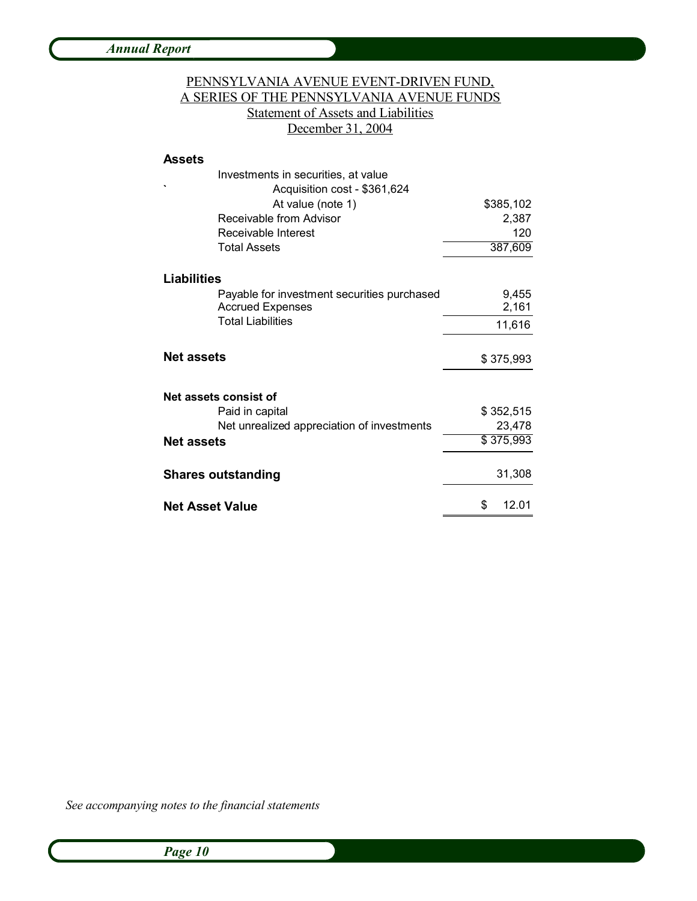# PENNSYLVANIA AVENUE EVENT-DRIVEN FUND, A SERIES OF THE PENNSYLVANIA AVENUE FUNDS

## Statement of Assets and Liabilities

## December 31, 2004

| | |
|---|---|
| **Assets** | |
| Investments in securities, at value | |
| Acquisition cost - $361,624 | |
| At value (note 1) | $385,102 |
| Receivable from Advisor | 2,387 |
| Receivable Interest | 120 |
| Total Assets | 387,609 |
| **Liabilities** | |
| Payable for investment securities purchased | 9,455 |
| Accrued Expenses | 2,161 |
| Total Liabilities | 11,616 |
| **Net assets** | $ 375,993 |
| **Net assets consist of** | |
| Paid in capital | $ 352,515 |
| Net unrealized appreciation of investments | 23,478 |
| **Net assets** | $ 375,993 |
| **Shares outstanding** | 31,308 |
| **Net Asset Value** | $ 12.01 |

*See accompanying notes to the financial statements*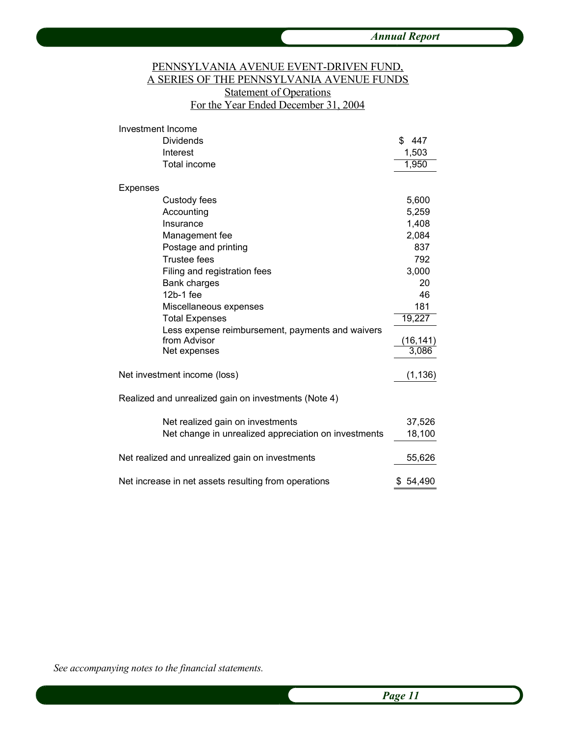# PENNSYLVANIA AVENUE EVENT-DRIVEN FUND,
## A SERIES OF THE PENNSYLVANIA AVENUE FUNDS
### Statement of Operations
### For the Year Ended December 31, 2004

| | |
|---|---:|
| **Investment Income** | |
| Dividends | $ 447 |
| Interest | 1,503 |
| Total income | 1,950 |
| | |
| **Expenses** | |
| Custody fees | 5,600 |
| Accounting | 5,259 |
| Insurance | 1,408 |
| Management fee | 2,084 |
| Postage and printing | 837 |
| Trustee fees | 792 |
| Filing and registration fees | 3,000 |
| Bank charges | 20 |
| 12b-1 fee | 46 |
| Miscellaneous expenses | 181 |
| Total Expenses | 19,227 |
| Less expense reimbursement, payments and waivers from Advisor | (16,141) |
| Net expenses | 3,086 |
| | |
| Net investment income (loss) | (1,136) |
| | |
| **Realized and unrealized gain on investments (Note 4)** | |
| Net realized gain on investments | 37,526 |
| Net change in unrealized appreciation on investments | 18,100 |
| | |
| Net realized and unrealized gain on investments | 55,626 |
| | |
| Net increase in net assets resulting from operations | $ 54,490 |

*See accompanying notes to the financial statements.*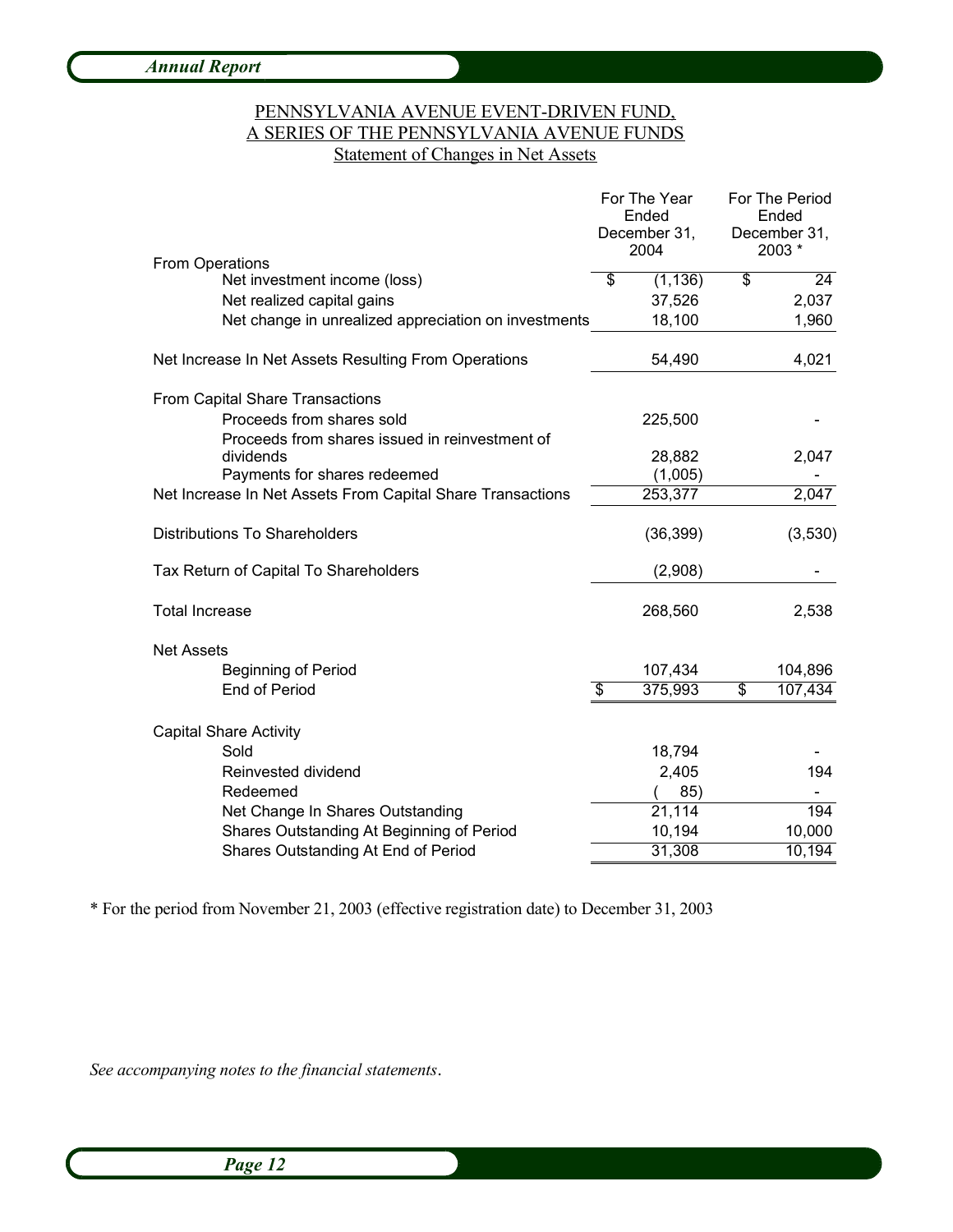PENNSYLVANIA AVENUE EVENT-DRIVEN FUND,
A SERIES OF THE PENNSYLVANIA AVENUE FUNDS
Statement of Changes in Net Assets

| | For The Year Ended December 31, 2004 | For The Period Ended December 31, 2003 * |
|---|---|---|
| **From Operations** | | |
| Net investment income (loss) | $ (1,136) | $ 24 |
| Net realized capital gains | 37,526 | 2,037 |
| Net change in unrealized appreciation on investments | 18,100 | 1,960 |
| Net Increase In Net Assets Resulting From Operations | 54,490 | 4,021 |
| **From Capital Share Transactions** | | |
| Proceeds from shares sold | 225,500 | - |
| Proceeds from shares issued in reinvestment of dividends | 28,882 | 2,047 |
| Payments for shares redeemed | (1,005) | - |
| Net Increase In Net Assets From Capital Share Transactions | 253,377 | 2,047 |
| Distributions To Shareholders | (36,399) | (3,530) |
| Tax Return of Capital To Shareholders | (2,908) | - |
| Total Increase | 268,560 | 2,538 |
| **Net Assets** | | |
| Beginning of Period | 107,434 | 104,896 |
| End of Period | $ 375,993 | $ 107,434 |
| **Capital Share Activity** | | |
| Sold | 18,794 | - |
| Reinvested dividend | 2,405 | 194 |
| Redeemed | ( 85) | - |
| Net Change In Shares Outstanding | 21,114 | 194 |
| Shares Outstanding At Beginning of Period | 10,194 | 10,000 |
| Shares Outstanding At End of Period | 31,308 | 10,194 |

* For the period from November 21, 2003 (effective registration date) to December 31, 2003

*See accompanying notes to the financial statements.*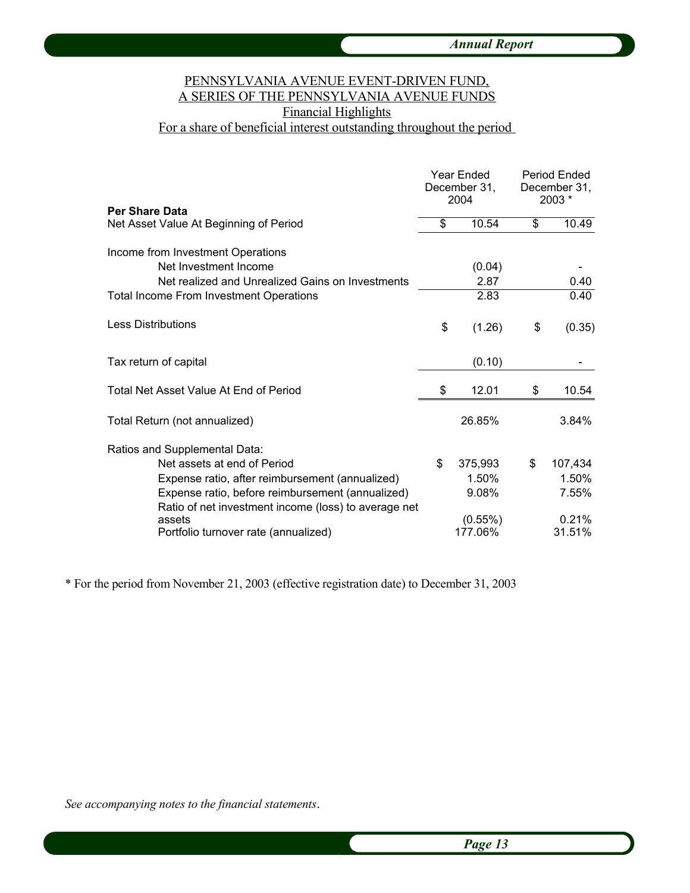PENNSYLVANIA AVENUE EVENT-DRIVEN FUND,
A SERIES OF THE PENNSYLVANIA AVENUE FUNDS
Financial Highlights
For a share of beneficial interest outstanding throughout the period

| **Per Share Data** | Year Ended December 31, 2004 | Period Ended December 31, 2003 * |
|---|---|---|
| Net Asset Value At Beginning of Period | $ 10.54 | $ 10.49 |
| Income from Investment Operations | | |
| Net Investment Income | (0.04) | - |
| Net realized and Unrealized Gains on Investments | 2.87 | 0.40 |
| Total Income From Investment Operations | 2.83 | 0.40 |
| Less Distributions | $ (1.26) | $ (0.35) |
| Tax return of capital | (0.10) | - |
| Total Net Asset Value At End of Period | $ 12.01 | $ 10.54 |
| Total Return (not annualized) | 26.85% | 3.84% |
| Ratios and Supplemental Data: | | |
| Net assets at end of Period | $ 375,993 | $ 107,434 |
| Expense ratio, after reimbursement (annualized) | 1.50% | 1.50% |
| Expense ratio, before reimbursement (annualized) | 9.08% | 7.55% |
| Ratio of net investment income (loss) to average net assets | (0.55%) | 0.21% |
| Portfolio turnover rate (annualized) | 177.06% | 31.51% |

* For the period from November 21, 2003 (effective registration date) to December 31, 2003

*See accompanying notes to the financial statements.*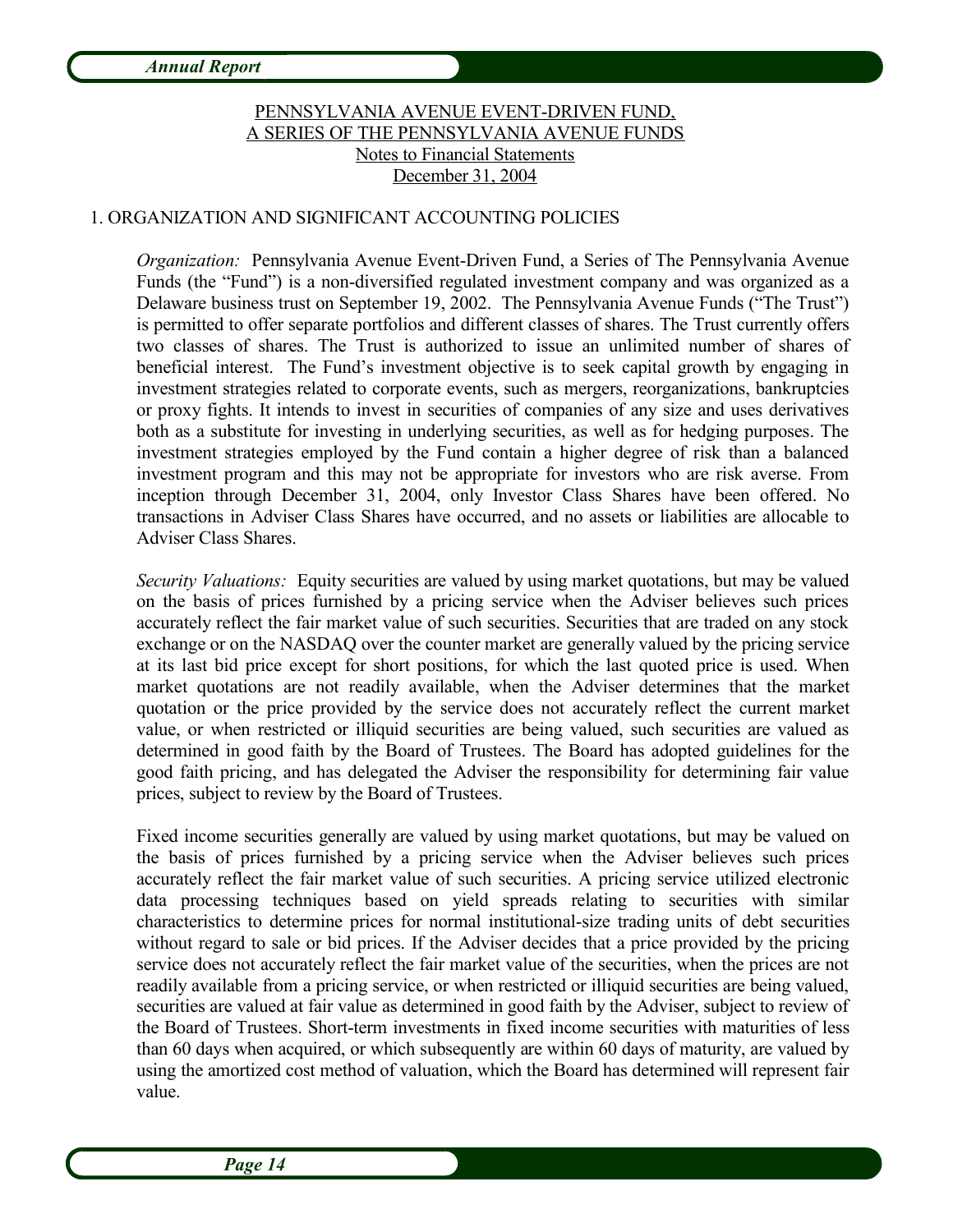PENNSYLVANIA AVENUE EVENT-DRIVEN FUND,
A SERIES OF THE PENNSYLVANIA AVENUE FUNDS
Notes to Financial Statements
December 31, 2004

1. ORGANIZATION AND SIGNIFICANT ACCOUNTING POLICIES

*Organization:* Pennsylvania Avenue Event-Driven Fund, a Series of The Pennsylvania Avenue Funds (the "Fund") is a non-diversified regulated investment company and was organized as a Delaware business trust on September 19, 2002. The Pennsylvania Avenue Funds ("The Trust") is permitted to offer separate portfolios and different classes of shares. The Trust currently offers two classes of shares. The Trust is authorized to issue an unlimited number of shares of beneficial interest. The Fund's investment objective is to seek capital growth by engaging in investment strategies related to corporate events, such as mergers, reorganizations, bankruptcies or proxy fights. It intends to invest in securities of companies of any size and uses derivatives both as a substitute for investing in underlying securities, as well as for hedging purposes. The investment strategies employed by the Fund contain a higher degree of risk than a balanced investment program and this may not be appropriate for investors who are risk averse. From inception through December 31, 2004, only Investor Class Shares have been offered. No transactions in Adviser Class Shares have occurred, and no assets or liabilities are allocable to Adviser Class Shares.

*Security Valuations:* Equity securities are valued by using market quotations, but may be valued on the basis of prices furnished by a pricing service when the Adviser believes such prices accurately reflect the fair market value of such securities. Securities that are traded on any stock exchange or on the NASDAQ over the counter market are generally valued by the pricing service at its last bid price except for short positions, for which the last quoted price is used. When market quotations are not readily available, when the Adviser determines that the market quotation or the price provided by the service does not accurately reflect the current market value, or when restricted or illiquid securities are being valued, such securities are valued as determined in good faith by the Board of Trustees. The Board has adopted guidelines for the good faith pricing, and has delegated the Adviser the responsibility for determining fair value prices, subject to review by the Board of Trustees.

Fixed income securities generally are valued by using market quotations, but may be valued on the basis of prices furnished by a pricing service when the Adviser believes such prices accurately reflect the fair market value of such securities. A pricing service utilized electronic data processing techniques based on yield spreads relating to securities with similar characteristics to determine prices for normal institutional-size trading units of debt securities without regard to sale or bid prices. If the Adviser decides that a price provided by the pricing service does not accurately reflect the fair market value of the securities, when the prices are not readily available from a pricing service, or when restricted or illiquid securities are being valued, securities are valued at fair value as determined in good faith by the Adviser, subject to review of the Board of Trustees. Short-term investments in fixed income securities with maturities of less than 60 days when acquired, or which subsequently are within 60 days of maturity, are valued by using the amortized cost method of valuation, which the Board has determined will represent fair value.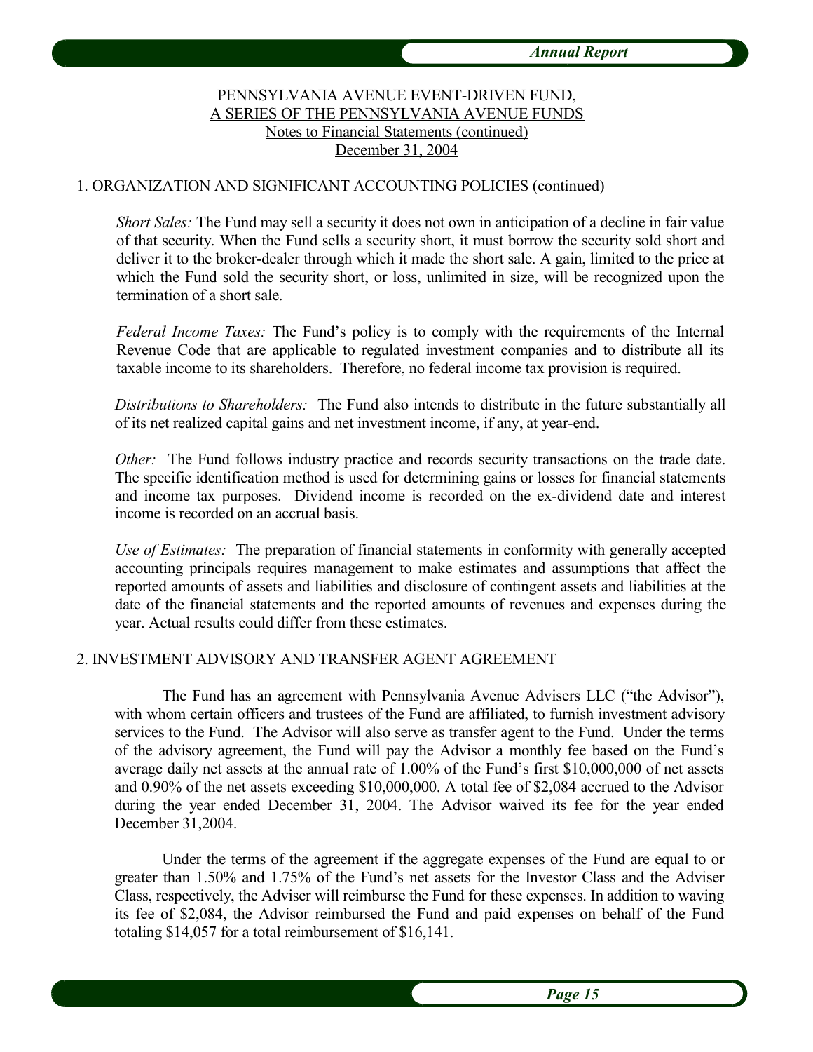PENNSYLVANIA AVENUE EVENT-DRIVEN FUND,
A SERIES OF THE PENNSYLVANIA AVENUE FUNDS
Notes to Financial Statements (continued)
December 31, 2004

## 1. ORGANIZATION AND SIGNIFICANT ACCOUNTING POLICIES (continued)

*Short Sales:* The Fund may sell a security it does not own in anticipation of a decline in fair value of that security. When the Fund sells a security short, it must borrow the security sold short and deliver it to the broker-dealer through which it made the short sale. A gain, limited to the price at which the Fund sold the security short, or loss, unlimited in size, will be recognized upon the termination of a short sale.

*Federal Income Taxes:* The Fund's policy is to comply with the requirements of the Internal Revenue Code that are applicable to regulated investment companies and to distribute all its taxable income to its shareholders. Therefore, no federal income tax provision is required.

*Distributions to Shareholders:* The Fund also intends to distribute in the future substantially all of its net realized capital gains and net investment income, if any, at year-end.

*Other:* The Fund follows industry practice and records security transactions on the trade date. The specific identification method is used for determining gains or losses for financial statements and income tax purposes. Dividend income is recorded on the ex-dividend date and interest income is recorded on an accrual basis.

*Use of Estimates:* The preparation of financial statements in conformity with generally accepted accounting principals requires management to make estimates and assumptions that affect the reported amounts of assets and liabilities and disclosure of contingent assets and liabilities at the date of the financial statements and the reported amounts of revenues and expenses during the year. Actual results could differ from these estimates.

## 2. INVESTMENT ADVISORY AND TRANSFER AGENT AGREEMENT

The Fund has an agreement with Pennsylvania Avenue Advisers LLC ("the Advisor"), with whom certain officers and trustees of the Fund are affiliated, to furnish investment advisory services to the Fund. The Advisor will also serve as transfer agent to the Fund. Under the terms of the advisory agreement, the Fund will pay the Advisor a monthly fee based on the Fund's average daily net assets at the annual rate of 1.00% of the Fund's first $10,000,000 of net assets and 0.90% of the net assets exceeding $10,000,000. A total fee of $2,084 accrued to the Advisor during the year ended December 31, 2004. The Advisor waived its fee for the year ended December 31,2004.

Under the terms of the agreement if the aggregate expenses of the Fund are equal to or greater than 1.50% and 1.75% of the Fund's net assets for the Investor Class and the Adviser Class, respectively, the Adviser will reimburse the Fund for these expenses. In addition to waving its fee of $2,084, the Advisor reimbursed the Fund and paid expenses on behalf of the Fund totaling $14,057 for a total reimbursement of $16,141.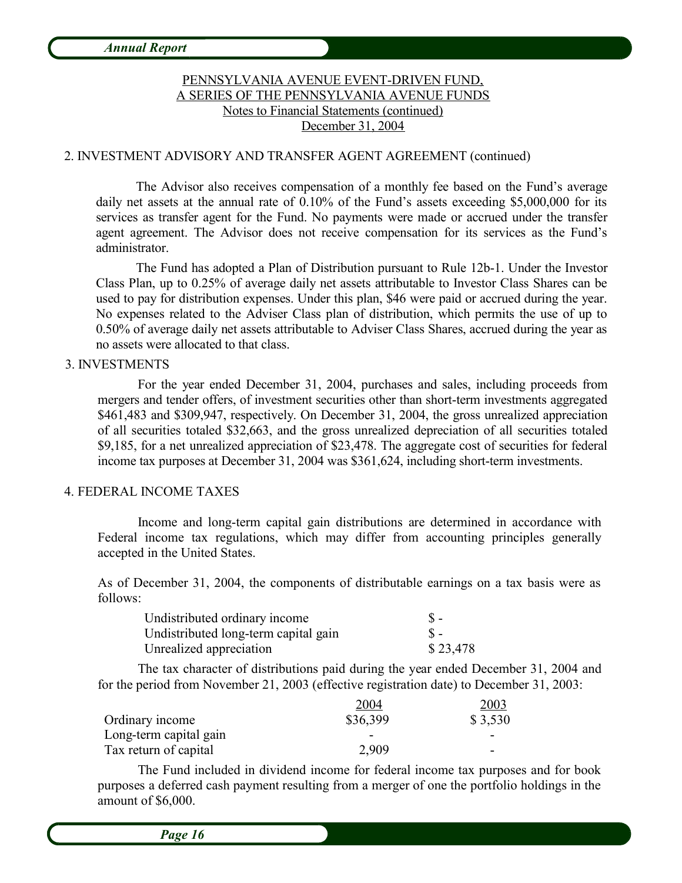PENNSYLVANIA AVENUE EVENT-DRIVEN FUND,
A SERIES OF THE PENNSYLVANIA AVENUE FUNDS
Notes to Financial Statements (continued)
December 31, 2004

## 2. INVESTMENT ADVISORY AND TRANSFER AGENT AGREEMENT (continued)

The Advisor also receives compensation of a monthly fee based on the Fund's average daily net assets at the annual rate of 0.10% of the Fund's assets exceeding $5,000,000 for its services as transfer agent for the Fund. No payments were made or accrued under the transfer agent agreement. The Advisor does not receive compensation for its services as the Fund's administrator.

The Fund has adopted a Plan of Distribution pursuant to Rule 12b-1. Under the Investor Class Plan, up to 0.25% of average daily net assets attributable to Investor Class Shares can be used to pay for distribution expenses. Under this plan, $46 were paid or accrued during the year. No expenses related to the Adviser Class plan of distribution, which permits the use of up to 0.50% of average daily net assets attributable to Adviser Class Shares, accrued during the year as no assets were allocated to that class.

## 3. INVESTMENTS

For the year ended December 31, 2004, purchases and sales, including proceeds from mergers and tender offers, of investment securities other than short-term investments aggregated $461,483 and $309,947, respectively. On December 31, 2004, the gross unrealized appreciation of all securities totaled $32,663, and the gross unrealized depreciation of all securities totaled $9,185, for a net unrealized appreciation of $23,478. The aggregate cost of securities for federal income tax purposes at December 31, 2004 was $361,624, including short-term investments.

## 4. FEDERAL INCOME TAXES

Income and long-term capital gain distributions are determined in accordance with Federal income tax regulations, which may differ from accounting principles generally accepted in the United States.

As of December 31, 2004, the components of distributable earnings on a tax basis were as follows:

| | |
|---|---|
| Undistributed ordinary income | $ - |
| Undistributed long-term capital gain | $ - |
| Unrealized appreciation | $ 23,478 |

The tax character of distributions paid during the year ended December 31, 2004 and for the period from November 21, 2003 (effective registration date) to December 31, 2003:

| | 2004 | 2003 |
|---|---|---|
| Ordinary income | $36,399 | $ 3,530 |
| Long-term capital gain | - | - |
| Tax return of capital | 2,909 | - |

The Fund included in dividend income for federal income tax purposes and for book purposes a deferred cash payment resulting from a merger of one the portfolio holdings in the amount of $6,000.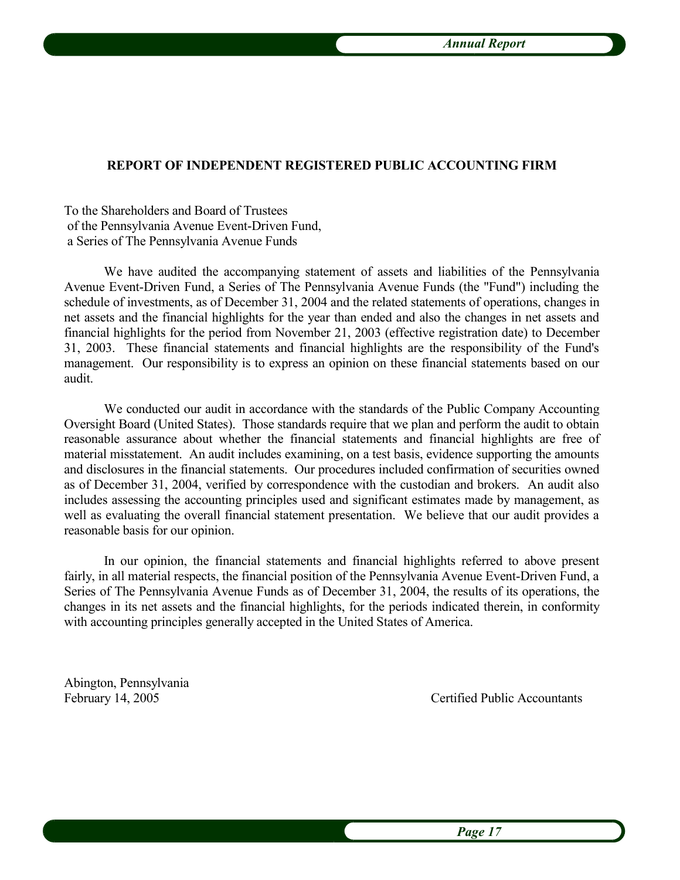## REPORT OF INDEPENDENT REGISTERED PUBLIC ACCOUNTING FIRM

To the Shareholders and Board of Trustees
of the Pennsylvania Avenue Event-Driven Fund,
a Series of The Pennsylvania Avenue Funds

We have audited the accompanying statement of assets and liabilities of the Pennsylvania Avenue Event-Driven Fund, a Series of The Pennsylvania Avenue Funds (the "Fund") including the schedule of investments, as of December 31, 2004 and the related statements of operations, changes in net assets and the financial highlights for the year than ended and also the changes in net assets and financial highlights for the period from November 21, 2003 (effective registration date) to December 31, 2003. These financial statements and financial highlights are the responsibility of the Fund's management. Our responsibility is to express an opinion on these financial statements based on our audit.

We conducted our audit in accordance with the standards of the Public Company Accounting Oversight Board (United States). Those standards require that we plan and perform the audit to obtain reasonable assurance about whether the financial statements and financial highlights are free of material misstatement. An audit includes examining, on a test basis, evidence supporting the amounts and disclosures in the financial statements. Our procedures included confirmation of securities owned as of December 31, 2004, verified by correspondence with the custodian and brokers. An audit also includes assessing the accounting principles used and significant estimates made by management, as well as evaluating the overall financial statement presentation. We believe that our audit provides a reasonable basis for our opinion.

In our opinion, the financial statements and financial highlights referred to above present fairly, in all material respects, the financial position of the Pennsylvania Avenue Event-Driven Fund, a Series of The Pennsylvania Avenue Funds as of December 31, 2004, the results of its operations, the changes in its net assets and the financial highlights, for the periods indicated therein, in conformity with accounting principles generally accepted in the United States of America.

Abington, Pennsylvania
February 14, 2005

Certified Public Accountants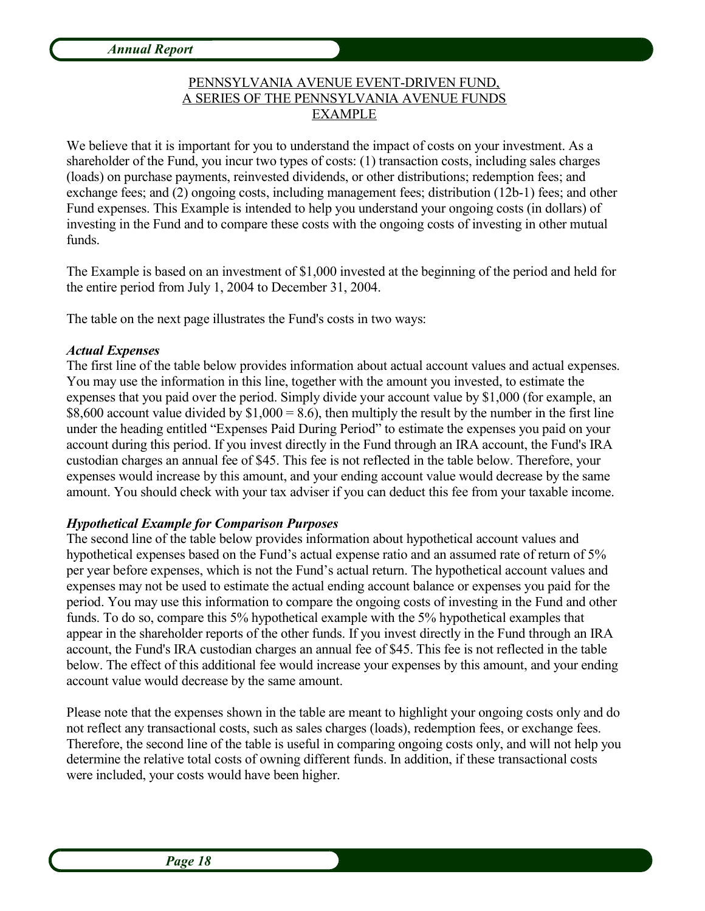## PENNSYLVANIA AVENUE EVENT-DRIVEN FUND, A SERIES OF THE PENNSYLVANIA AVENUE FUNDS EXAMPLE

We believe that it is important for you to understand the impact of costs on your investment. As a shareholder of the Fund, you incur two types of costs: (1) transaction costs, including sales charges (loads) on purchase payments, reinvested dividends, or other distributions; redemption fees; and exchange fees; and (2) ongoing costs, including management fees; distribution (12b-1) fees; and other Fund expenses. This Example is intended to help you understand your ongoing costs (in dollars) of investing in the Fund and to compare these costs with the ongoing costs of investing in other mutual funds.

The Example is based on an investment of $1,000 invested at the beginning of the period and held for the entire period from July 1, 2004 to December 31, 2004.

The table on the next page illustrates the Fund's costs in two ways:

***Actual Expenses***

The first line of the table below provides information about actual account values and actual expenses. You may use the information in this line, together with the amount you invested, to estimate the expenses that you paid over the period. Simply divide your account value by $1,000 (for example, an $8,600 account value divided by $1,000 = 8.6), then multiply the result by the number in the first line under the heading entitled "Expenses Paid During Period" to estimate the expenses you paid on your account during this period. If you invest directly in the Fund through an IRA account, the Fund's IRA custodian charges an annual fee of $45. This fee is not reflected in the table below. Therefore, your expenses would increase by this amount, and your ending account value would decrease by the same amount. You should check with your tax adviser if you can deduct this fee from your taxable income.

***Hypothetical Example for Comparison Purposes***

The second line of the table below provides information about hypothetical account values and hypothetical expenses based on the Fund's actual expense ratio and an assumed rate of return of 5% per year before expenses, which is not the Fund's actual return. The hypothetical account values and expenses may not be used to estimate the actual ending account balance or expenses you paid for the period. You may use this information to compare the ongoing costs of investing in the Fund and other funds. To do so, compare this 5% hypothetical example with the 5% hypothetical examples that appear in the shareholder reports of the other funds. If you invest directly in the Fund through an IRA account, the Fund's IRA custodian charges an annual fee of $45. This fee is not reflected in the table below. The effect of this additional fee would increase your expenses by this amount, and your ending account value would decrease by the same amount.

Please note that the expenses shown in the table are meant to highlight your ongoing costs only and do not reflect any transactional costs, such as sales charges (loads), redemption fees, or exchange fees. Therefore, the second line of the table is useful in comparing ongoing costs only, and will not help you determine the relative total costs of owning different funds. In addition, if these transactional costs were included, your costs would have been higher.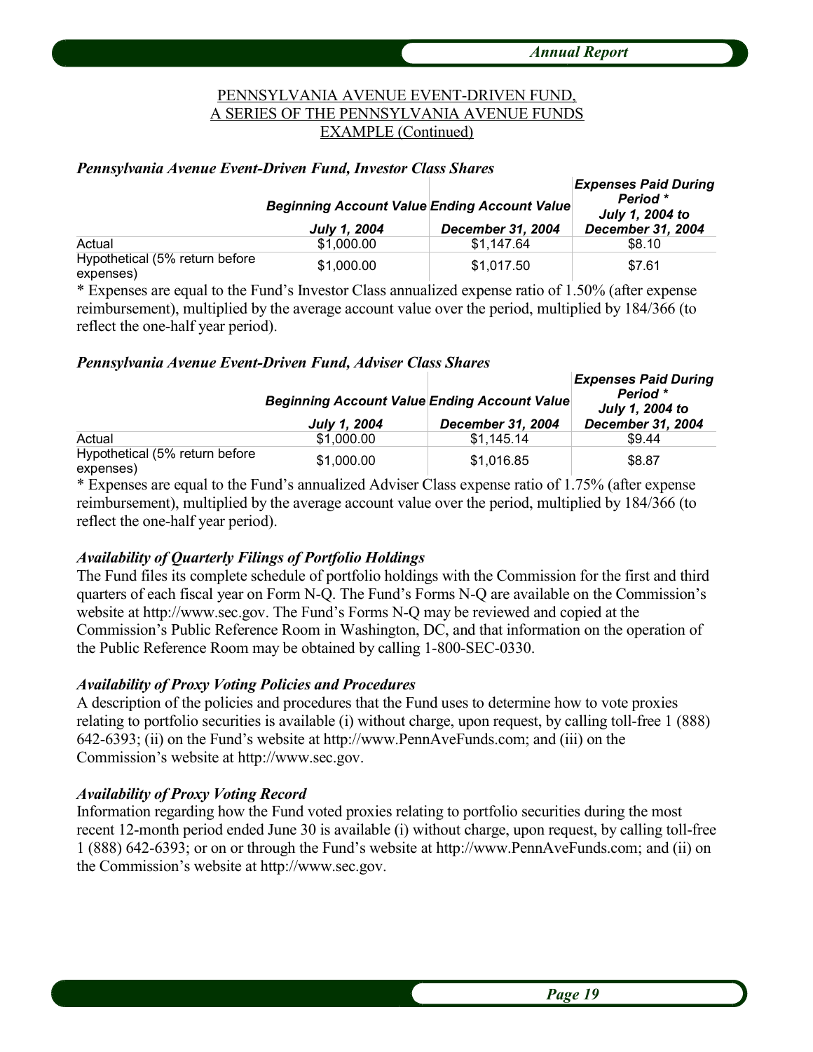PENNSYLVANIA AVENUE EVENT-DRIVEN FUND,
A SERIES OF THE PENNSYLVANIA AVENUE FUNDS
EXAMPLE (Continued)

### *Pennsylvania Avenue Event-Driven Fund, Investor Class Shares*

| | Beginning Account Value | Ending Account Value | Expenses Paid During Period * |
|---|---|---|---|
| | July 1, 2004 | December 31, 2004 | July 1, 2004 to December 31, 2004 |
| Actual | $1,000.00 | $1,147.64 | $8.10 |
| Hypothetical (5% return before expenses) | $1,000.00 | $1,017.50 | $7.61 |

* Expenses are equal to the Fund's Investor Class annualized expense ratio of 1.50% (after expense reimbursement), multiplied by the average account value over the period, multiplied by 184/366 (to reflect the one-half year period).

### *Pennsylvania Avenue Event-Driven Fund, Adviser Class Shares*

| | Beginning Account Value | Ending Account Value | Expenses Paid During Period * |
|---|---|---|---|
| | July 1, 2004 | December 31, 2004 | July 1, 2004 to December 31, 2004 |
| Actual | $1,000.00 | $1,145.14 | $9.44 |
| Hypothetical (5% return before expenses) | $1,000.00 | $1,016.85 | $8.87 |

* Expenses are equal to the Fund's annualized Adviser Class expense ratio of 1.75% (after expense reimbursement), multiplied by the average account value over the period, multiplied by 184/366 (to reflect the one-half year period).

### *Availability of Quarterly Filings of Portfolio Holdings*

The Fund files its complete schedule of portfolio holdings with the Commission for the first and third quarters of each fiscal year on Form N-Q. The Fund's Forms N-Q are available on the Commission's website at http://www.sec.gov. The Fund's Forms N-Q may be reviewed and copied at the Commission's Public Reference Room in Washington, DC, and that information on the operation of the Public Reference Room may be obtained by calling 1-800-SEC-0330.

### *Availability of Proxy Voting Policies and Procedures*

A description of the policies and procedures that the Fund uses to determine how to vote proxies relating to portfolio securities is available (i) without charge, upon request, by calling toll-free 1 (888) 642-6393; (ii) on the Fund's website at http://www.PennAveFunds.com; and (iii) on the Commission's website at http://www.sec.gov.

### *Availability of Proxy Voting Record*

Information regarding how the Fund voted proxies relating to portfolio securities during the most recent 12-month period ended June 30 is available (i) without charge, upon request, by calling toll-free 1 (888) 642-6393; or on or through the Fund's website at http://www.PennAveFunds.com; and (ii) on the Commission's website at http://www.sec.gov.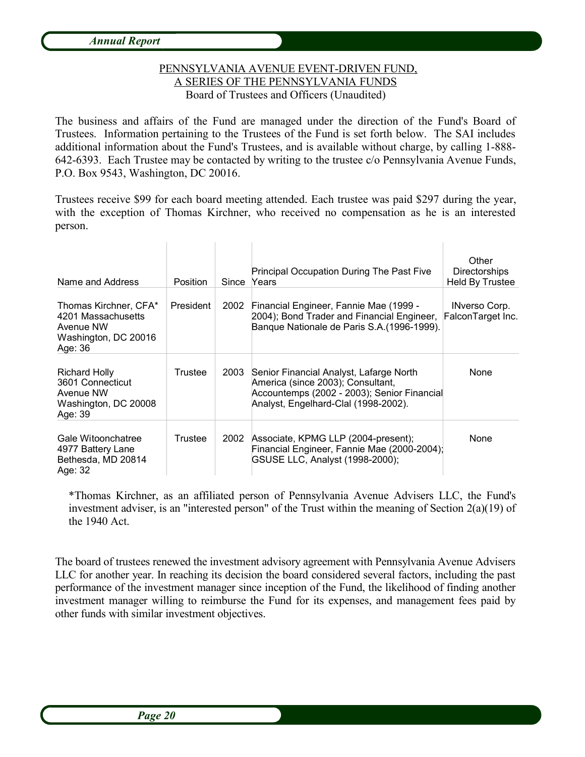PENNSYLVANIA AVENUE EVENT-DRIVEN FUND,
A SERIES OF THE PENNSYLVANIA FUNDS
Board of Trustees and Officers (Unaudited)

The business and affairs of the Fund are managed under the direction of the Fund's Board of Trustees. Information pertaining to the Trustees of the Fund is set forth below. The SAI includes additional information about the Fund's Trustees, and is available without charge, by calling 1-888-642-6393. Each Trustee may be contacted by writing to the trustee c/o Pennsylvania Avenue Funds, P.O. Box 9543, Washington, DC 20016.

Trustees receive $99 for each board meeting attended. Each trustee was paid $297 during the year, with the exception of Thomas Kirchner, who received no compensation as he is an interested person.

| Name and Address | Position | Since | Principal Occupation During The Past Five Years | Other Directorships Held By Trustee |
|---|---|---|---|---|
| Thomas Kirchner, CFA* 4201 Massachusetts Avenue NW Washington, DC 20016 Age: 36 | President | 2002 | Financial Engineer, Fannie Mae (1999 - 2004); Bond Trader and Financial Engineer, Banque Nationale de Paris S.A.(1996-1999). | INverso Corp. FalconTarget Inc. |
| Richard Holly 3601 Connecticut Avenue NW Washington, DC 20008 Age: 39 | Trustee | 2003 | Senior Financial Analyst, Lafarge North America (since 2003); Consultant, Accountemps (2002 - 2003); Senior Financial Analyst, Engelhard-Clal (1998-2002). | None |
| Gale Witoonchatree 4977 Battery Lane Bethesda, MD 20814 Age: 32 | Trustee | 2002 | Associate, KPMG LLP (2004-present); Financial Engineer, Fannie Mae (2000-2004); GSUSE LLC, Analyst (1998-2000); | None |

*Thomas Kirchner, as an affiliated person of Pennsylvania Avenue Advisers LLC, the Fund's investment adviser, is an "interested person" of the Trust within the meaning of Section 2(a)(19) of the 1940 Act.

The board of trustees renewed the investment advisory agreement with Pennsylvania Avenue Advisers LLC for another year. In reaching its decision the board considered several factors, including the past performance of the investment manager since inception of the Fund, the likelihood of finding another investment manager willing to reimburse the Fund for its expenses, and management fees paid by other funds with similar investment objectives.